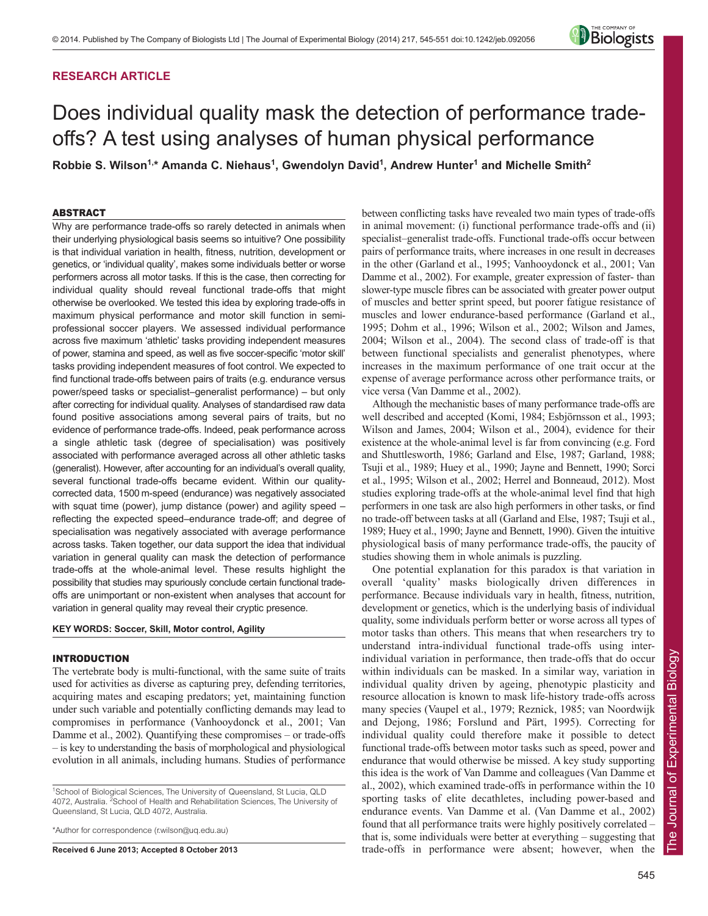RESEARCH ARTICLE

# Does individual quality mask the detection of performance trade-offs? A test using analyses of human physical performance

**Robbie S. Wilson[1,*] Amanda C. Niehaus[1], Gwendolyn David[1], Andrew Hunter[1] and Michelle Smith[2]**

## ABSTRACT

Why are performance trade-offs so rarely detected in animals when their underlying physiological basis seems so intuitive? One possibility is that individual variation in health, fitness, nutrition, development or genetics, or 'individual quality', makes some individuals better or worse performers across all motor tasks. If this is the case, then correcting for individual quality should reveal functional trade-offs that might otherwise be overlooked. We tested this idea by exploring trade-offs in maximum physical performance and motor skill function in semi-professional soccer players. We assessed individual performance across five maximum 'athletic' tasks providing independent measures of power, stamina and speed, as well as five soccer-specific 'motor skill' tasks providing independent measures of foot control. We expected to find functional trade-offs between pairs of traits (e.g. endurance versus power/speed tasks or specialist–generalist performance) – but only after correcting for individual quality. Analyses of standardised raw data found positive associations among several pairs of traits, but no evidence of performance trade-offs. Indeed, peak performance across a single athletic task (degree of specialisation) was positively associated with performance averaged across all other athletic tasks (generalist). However, after accounting for an individual's overall quality, several functional trade-offs became evident. Within our quality-corrected data, 1500 m-speed (endurance) was negatively associated with squat time (power), jump distance (power) and agility speed – reflecting the expected speed–endurance trade-off; and degree of specialisation was negatively associated with average performance across tasks. Taken together, our data support the idea that individual variation in general quality can mask the detection of performance trade-offs at the whole-animal level. These results highlight the possibility that studies may spuriously conclude certain functional trade-offs are unimportant or non-existent when analyses that account for variation in general quality may reveal their cryptic presence.

**KEY WORDS: Soccer, Skill, Motor control, Agility**

## INTRODUCTION

The vertebrate body is multi-functional, with the same suite of traits used for activities as diverse as capturing prey, defending territories, acquiring mates and escaping predators; yet, maintaining function under such variable and potentially conflicting demands may lead to compromises in performance (Vanhooydonck et al., 2001; Van Damme et al., 2002). Quantifying these compromises – or trade-offs – is key to understanding the basis of morphological and physiological evolution in all animals, including humans. Studies of performance between conflicting tasks have revealed two main types of trade-offs in animal movement: (i) functional performance trade-offs and (ii) specialist–generalist trade-offs. Functional trade-offs occur between pairs of performance traits, where increases in one result in decreases in the other (Garland et al., 1995; Vanhooydonck et al., 2001; Van Damme et al., 2002). For example, greater expression of faster- than slower-type muscle fibres can be associated with greater power output of muscles and better sprint speed, but poorer fatigue resistance of muscles and lower endurance-based performance (Garland et al., 1995; Dohm et al., 1996; Wilson et al., 2002; Wilson and James, 2004; Wilson et al., 2004). The second class of trade-off is that between functional specialists and generalist phenotypes, where increases in the maximum performance of one trait occur at the expense of average performance across other performance traits, or vice versa (Van Damme et al., 2002).

Although the mechanistic bases of many performance trade-offs are well described and accepted (Komi, 1984; Esbjörnsson et al., 1993; Wilson and James, 2004; Wilson et al., 2004), evidence for their existence at the whole-animal level is far from convincing (e.g. Ford and Shuttlesworth, 1986; Garland and Else, 1987; Garland, 1988; Tsuji et al., 1989; Huey et al., 1990; Jayne and Bennett, 1990; Sorci et al., 1995; Wilson et al., 2002; Herrel and Bonneaud, 2012). Most studies exploring trade-offs at the whole-animal level find that high performers in one task are also high performers in other tasks, or find no trade-off between tasks at all (Garland and Else, 1987; Tsuji et al., 1989; Huey et al., 1990; Jayne and Bennett, 1990). Given the intuitive physiological basis of many performance trade-offs, the paucity of studies showing them in whole animals is puzzling.

One potential explanation for this paradox is that variation in overall 'quality' masks biologically driven differences in performance. Because individuals vary in health, fitness, nutrition, development or genetics, which is the underlying basis of individual quality, some individuals perform better or worse across all types of motor tasks than others. This means that when researchers try to understand intra-individual functional trade-offs using inter-individual variation in performance, then trade-offs that do occur within individuals can be masked. In a similar way, variation in individual quality driven by ageing, phenotypic plasticity and resource allocation is known to mask life-history trade-offs across many species (Vaupel et al., 1979; Reznick, 1985; van Noordwijk and Dejong, 1986; Forslund and Pärt, 1995). Correcting for individual quality could therefore make it possible to detect functional trade-offs between motor tasks such as speed, power and endurance that would otherwise be missed. A key study supporting this idea is the work of Van Damme and colleagues (Van Damme et al., 2002), which examined trade-offs in performance within the 10 sporting tasks of elite decathletes, including power-based and endurance events. Van Damme et al. (Van Damme et al., 2002) found that all performance traits were highly positively correlated – that is, some individuals were better at everything – suggesting that trade-offs in performance were absent; however, when the

[1]School of Biological Sciences, The University of Queensland, St Lucia, QLD 4072, Australia. [2]School of Health and Rehabilitation Sciences, The University of Queensland, St Lucia, QLD 4072, Australia.

*Author for correspondence (r.wilson@uq.edu.au)

**Received 6 June 2013; Accepted 8 October 2013**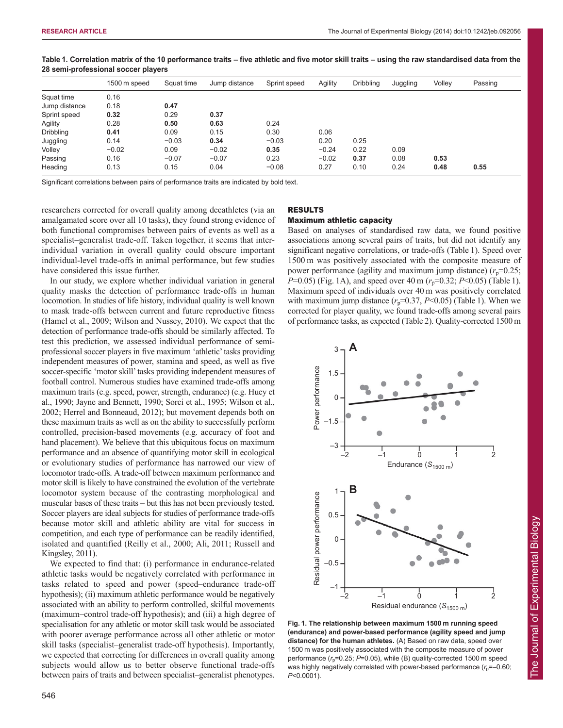**Table 1. Correlation matrix of the 10 performance traits – five athletic and five motor skill traits – using the raw standardised data from the 28 semi-professional soccer players**

| | 1500 m speed | Squat time | Jump distance | Sprint speed | Agility | Dribbling | Juggling | Volley | Passing |
|---|---|---|---|---|---|---|---|---|---|
| Squat time | 0.16 | | | | | | | | |
| Jump distance | 0.18 | **0.47** | | | | | | | |
| Sprint speed | **0.32** | 0.29 | **0.37** | | | | | | |
| Agility | 0.28 | **0.50** | **0.63** | 0.24 | | | | | |
| Dribbling | **0.41** | 0.09 | 0.15 | 0.30 | 0.06 | | | | |
| Juggling | 0.14 | −0.03 | **0.34** | −0.03 | 0.20 | 0.25 | | | |
| Volley | −0.02 | 0.09 | −0.02 | **0.35** | −0.24 | 0.22 | 0.09 | | |
| Passing | 0.16 | −0.07 | −0.07 | 0.23 | −0.02 | **0.37** | 0.08 | **0.53** | |
| Heading | 0.13 | 0.15 | 0.04 | −0.08 | 0.27 | 0.10 | 0.24 | **0.48** | **0.55** |

Significant correlations between pairs of performance traits are indicated by bold text.

researchers corrected for overall quality among decathletes (via an amalgamated score over all 10 tasks), they found strong evidence of both functional compromises between pairs of events as well as a specialist–generalist trade-off. Taken together, it seems that inter-individual variation in overall quality could obscure important individual-level trade-offs in animal performance, but few studies have considered this issue further.

In our study, we explore whether individual variation in general quality masks the detection of performance trade-offs in human locomotion. In studies of life history, individual quality is well known to mask trade-offs between current and future reproductive fitness (Hamel et al., 2009; Wilson and Nussey, 2010). We expect that the detection of performance trade-offs should be similarly affected. To test this prediction, we assessed individual performance of semi-professional soccer players in five maximum 'athletic' tasks providing independent measures of power, stamina and speed, as well as five soccer-specific 'motor skill' tasks providing independent measures of football control. Numerous studies have examined trade-offs among maximum traits (e.g. speed, power, strength, endurance) (e.g. Huey et al., 1990; Jayne and Bennett, 1990; Sorci et al., 1995; Wilson et al., 2002; Herrel and Bonneaud, 2012); but movement depends both on these maximum traits as well as on the ability to successfully perform controlled, precision-based movements (e.g. accuracy of foot and hand placement). We believe that this ubiquitous focus on maximum performance and an absence of quantifying motor skill in ecological or evolutionary studies of performance has narrowed our view of locomotor trade-offs. A trade-off between maximum performance and motor skill is likely to have constrained the evolution of the vertebrate locomotor system because of the contrasting morphological and muscular bases of these traits – but this has not been previously tested. Soccer players are ideal subjects for studies of performance trade-offs because motor skill and athletic ability are vital for success in competition, and each type of performance can be readily identified, isolated and quantified (Reilly et al., 2000; Ali, 2011; Russell and Kingsley, 2011).

We expected to find that: (i) performance in endurance-related athletic tasks would be negatively correlated with performance in tasks related to speed and power (speed–endurance trade-off hypothesis); (ii) maximum athletic performance would be negatively associated with an ability to perform controlled, skilful movements (maximum–control trade-off hypothesis); and (iii) a high degree of specialisation for any athletic or motor skill task would be associated with poorer average performance across all other athletic or motor skill tasks (specialist–generalist trade-off hypothesis). Importantly, we expected that correcting for differences in overall quality among subjects would allow us to better observe functional trade-offs between pairs of traits and between specialist–generalist phenotypes.

## RESULTS

### Maximum athletic capacity

Based on analyses of standardised raw data, we found positive associations among several pairs of traits, but did not identify any significant negative correlations, or trade-offs (Table 1). Speed over 1500 m was positively associated with the composite measure of power performance (agility and maximum jump distance) ($r_p$=0.25; $P$=0.05) (Fig. 1A), and speed over 40 m ($r_p$=0.32; $P$<0.05) (Table 1). Maximum speed of individuals over 40 m was positively correlated with maximum jump distance ($r_p$=0.37, $P$<0.05) (Table 1). When we corrected for player quality, we found trade-offs among several pairs of performance tasks, as expected (Table 2). Quality-corrected 1500 m

**Fig. 1. The relationship between maximum 1500 m running speed (endurance) and power-based performance (agility speed and jump distance) for the human athletes.** (A) Based on raw data, speed over 1500 m was positively associated with the composite measure of power performance ($r_p$=0.25; $P$=0.05), while (B) quality-corrected 1500 m speed was highly negatively correlated with power-based performance ($r_p$=–0.60; $P$<0.0001).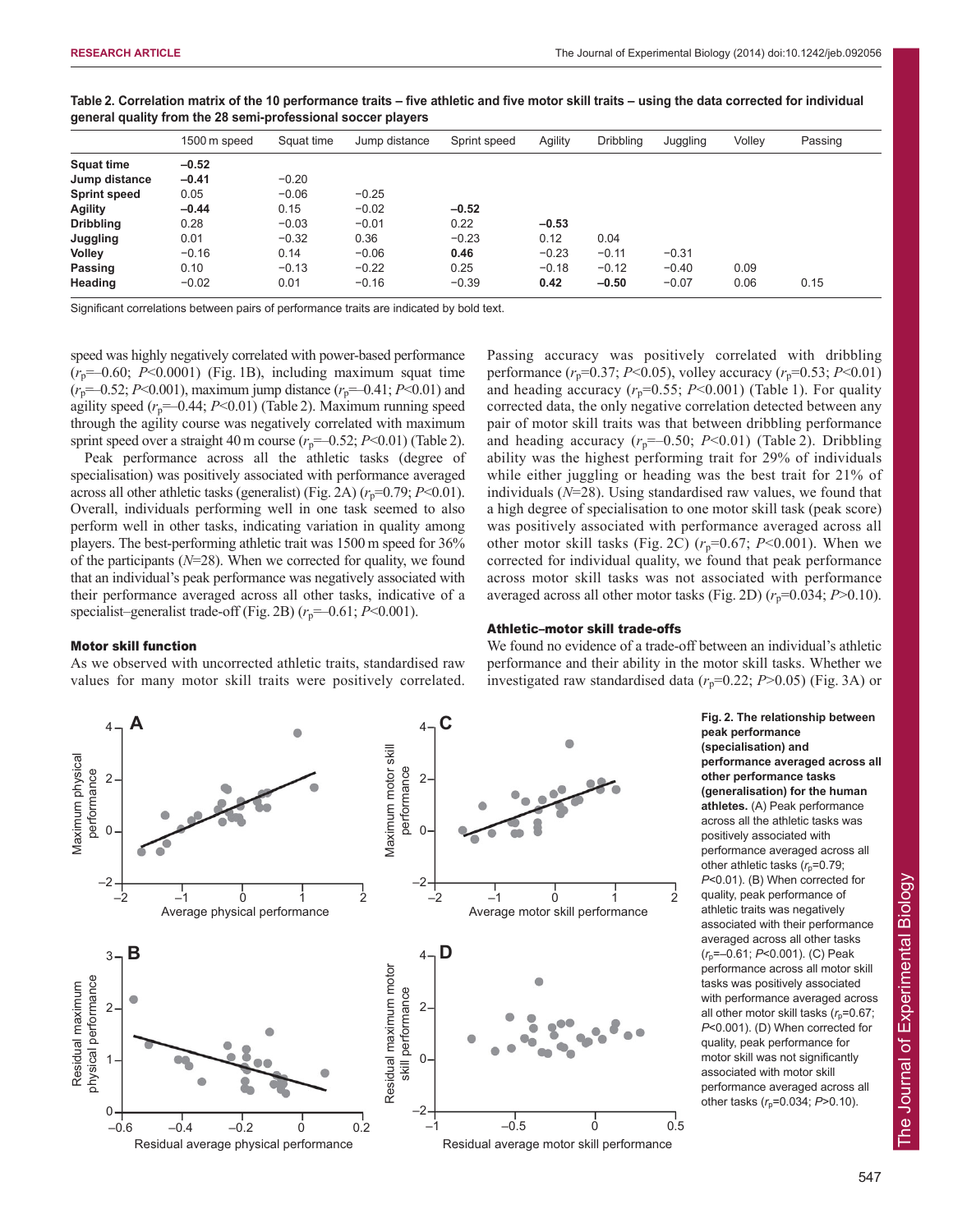**Table 2. Correlation matrix of the 10 performance traits – five athletic and five motor skill traits – using the data corrected for individual general quality from the 28 semi-professional soccer players**

| | 1500 m speed | Squat time | Jump distance | Sprint speed | Agility | Dribbling | Juggling | Volley | Passing |
|---|---|---|---|---|---|---|---|---|---|
| **Squat time** | **−0.52** | | | | | | | | |
| **Jump distance** | **−0.41** | −0.20 | | | | | | | |
| **Sprint speed** | 0.05 | −0.06 | −0.25 | | | | | | |
| **Agility** | **−0.44** | 0.15 | −0.02 | **−0.52** | | | | | |
| **Dribbling** | 0.28 | −0.03 | −0.01 | 0.22 | **−0.53** | | | | |
| **Juggling** | 0.01 | −0.32 | 0.36 | −0.23 | 0.12 | 0.04 | | | |
| **Volley** | −0.16 | 0.14 | −0.06 | **0.46** | −0.23 | −0.11 | −0.31 | | |
| **Passing** | 0.10 | −0.13 | −0.22 | 0.25 | −0.18 | −0.12 | −0.40 | 0.09 | |
| **Heading** | −0.02 | 0.01 | −0.16 | −0.39 | **0.42** | **−0.50** | −0.07 | 0.06 | 0.15 |

Significant correlations between pairs of performance traits are indicated by bold text.

speed was highly negatively correlated with power-based performance ($r_p$=−0.60; $P$<0.0001) (Fig. 1B), including maximum squat time ($r_p$=−0.52; $P$<0.001), maximum jump distance ($r_p$=−0.41; $P$<0.01) and agility speed ($r_p$=−0.44; $P$<0.01) (Table 2). Maximum running speed through the agility course was negatively correlated with maximum sprint speed over a straight 40 m course ($r_p$=−0.52; $P$<0.01) (Table 2).

Peak performance across all the athletic tasks (degree of specialisation) was positively associated with performance averaged across all other athletic tasks (generalist) (Fig. 2A) ($r_p$=0.79; $P$<0.01). Overall, individuals performing well in one task seemed to also perform well in other tasks, indicating variation in quality among players. The best-performing athletic trait was 1500 m speed for 36% of the participants ($N$=28). When we corrected for quality, we found that an individual's peak performance was negatively associated with their performance averaged across all other tasks, indicative of a specialist–generalist trade-off (Fig. 2B) ($r_p$=−0.61; $P$<0.001).

### Motor skill function

As we observed with uncorrected athletic traits, standardised raw values for many motor skill traits were positively correlated. Passing accuracy was positively correlated with dribbling performance ($r_p$=0.37; $P$<0.05), volley accuracy ($r_p$=0.53; $P$<0.01) and heading accuracy ($r_p$=0.55; $P$<0.001) (Table 1). For quality corrected data, the only negative correlation detected between any pair of motor skill traits was that between dribbling performance and heading accuracy ($r_p$=−0.50; $P$<0.01) (Table 2). Dribbling ability was the highest performing trait for 29% of individuals while either juggling or heading was the best trait for 21% of individuals ($N$=28). Using standardised raw values, we found that a high degree of specialisation to one motor skill task (peak score) was positively associated with performance averaged across all other motor skill tasks (Fig. 2C) ($r_p$=0.67; $P$<0.001). When we corrected for individual quality, we found that peak performance across motor skill tasks was not associated with performance averaged across all other motor tasks (Fig. 2D) ($r_p$=0.034; $P$>0.10).

### Athletic–motor skill trade-offs

We found no evidence of a trade-off between an individual's athletic performance and their ability in the motor skill tasks. Whether we investigated raw standardised data ($r_p$=0.22; $P$>0.05) (Fig. 3A) or

**Fig. 2. The relationship between peak performance (specialisation) and performance averaged across all other performance tasks (generalisation) for the human athletes.** (A) Peak performance across all the athletic tasks was positively associated with performance averaged across all other athletic tasks ($r_p$=0.79; $P$<0.01). (B) When corrected for quality, peak performance of athletic traits was negatively associated with their performance averaged across all other tasks ($r_p$=−0.61; $P$<0.001). (C) Peak performance across all motor skill tasks was positively associated with performance averaged across all other motor skill tasks ($r_p$=0.67; $P$<0.001). (D) When corrected for quality, peak performance for motor skill was not significantly associated with motor skill performance averaged across all other tasks ($r_p$=0.034; $P$>0.10).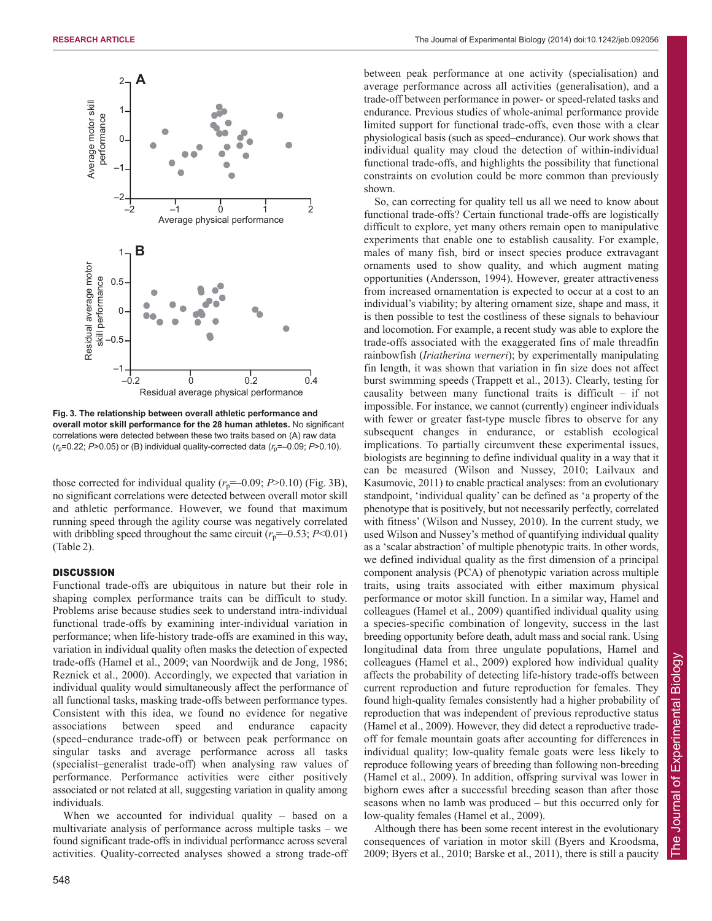Fig. 3. The relationship between overall athletic performance and overall motor skill performance for the 28 human athletes. No significant correlations were detected between these two traits based on (A) raw data ($r_p$=0.22; $P$>0.05) or (B) individual quality-corrected data ($r_p$=–0.09; $P$>0.10).

those corrected for individual quality ($r_p$=–0.09; $P$>0.10) (Fig. 3B), no significant correlations were detected between overall motor skill and athletic performance. However, we found that maximum running speed through the agility course was negatively correlated with dribbling speed throughout the same circuit ($r_p$=–0.53; $P$<0.01) (Table 2).

## DISCUSSION

Functional trade-offs are ubiquitous in nature but their role in shaping complex performance traits can be difficult to study. Problems arise because studies seek to understand intra-individual functional trade-offs by examining inter-individual variation in performance; when life-history trade-offs are examined in this way, variation in individual quality often masks the detection of expected trade-offs (Hamel et al., 2009; van Noordwijk and de Jong, 1986; Reznick et al., 2000). Accordingly, we expected that variation in individual quality would simultaneously affect the performance of all functional tasks, masking trade-offs between performance types. Consistent with this idea, we found no evidence for negative associations between speed and endurance capacity (speed–endurance trade-off) or between peak performance on singular tasks and average performance across all tasks (specialist–generalist trade-off) when analysing raw values of performance. Performance activities were either positively associated or not related at all, suggesting variation in quality among individuals.

When we accounted for individual quality – based on a multivariate analysis of performance across multiple tasks – we found significant trade-offs in individual performance across several activities. Quality-corrected analyses showed a strong trade-off between peak performance at one activity (specialisation) and average performance across all activities (generalisation), and a trade-off between performance in power- or speed-related tasks and endurance. Previous studies of whole-animal performance provide limited support for functional trade-offs, even those with a clear physiological basis (such as speed–endurance). Our work shows that individual quality may cloud the detection of within-individual functional trade-offs, and highlights the possibility that functional constraints on evolution could be more common than previously shown.

So, can correcting for quality tell us all we need to know about functional trade-offs? Certain functional trade-offs are logistically difficult to explore, yet many others remain open to manipulative experiments that enable one to establish causality. For example, males of many fish, bird or insect species produce extravagant ornaments used to show quality, and which augment mating opportunities (Andersson, 1994). However, greater attractiveness from increased ornamentation is expected to occur at a cost to an individual's viability; by altering ornament size, shape and mass, it is then possible to test the costliness of these signals to behaviour and locomotion. For example, a recent study was able to explore the trade-offs associated with the exaggerated fins of male threadfin rainbowfish (*Iriatherina werneri*); by experimentally manipulating fin length, it was shown that variation in fin size does not affect burst swimming speeds (Trappett et al., 2013). Clearly, testing for causality between many functional traits is difficult – if not impossible. For instance, we cannot (currently) engineer individuals with fewer or greater fast-type muscle fibres to observe for any subsequent changes in endurance, or establish ecological implications. To partially circumvent these experimental issues, biologists are beginning to define individual quality in a way that it can be measured (Wilson and Nussey, 2010; Lailvaux and Kasumovic, 2011) to enable practical analyses: from an evolutionary standpoint, 'individual quality' can be defined as 'a property of the phenotype that is positively, but not necessarily perfectly, correlated with fitness' (Wilson and Nussey, 2010). In the current study, we used Wilson and Nussey's method of quantifying individual quality as a 'scalar abstraction' of multiple phenotypic traits. In other words, we defined individual quality as the first dimension of a principal component analysis (PCA) of phenotypic variation across multiple traits, using traits associated with either maximum physical performance or motor skill function. In a similar way, Hamel and colleagues (Hamel et al., 2009) quantified individual quality using a species-specific combination of longevity, success in the last breeding opportunity before death, adult mass and social rank. Using longitudinal data from three ungulate populations, Hamel and colleagues (Hamel et al., 2009) explored how individual quality affects the probability of detecting life-history trade-offs between current reproduction and future reproduction for females. They found high-quality females consistently had a higher probability of reproduction that was independent of previous reproductive status (Hamel et al., 2009). However, they did detect a reproductive trade-off for female mountain goats after accounting for differences in individual quality; low-quality female goats were less likely to reproduce following years of breeding than following non-breeding (Hamel et al., 2009). In addition, offspring survival was lower in bighorn ewes after a successful breeding season than after those seasons when no lamb was produced – but this occurred only for low-quality females (Hamel et al., 2009).

Although there has been some recent interest in the evolutionary consequences of variation in motor skill (Byers and Kroodsma, 2009; Byers et al., 2010; Barske et al., 2011), there is still a paucity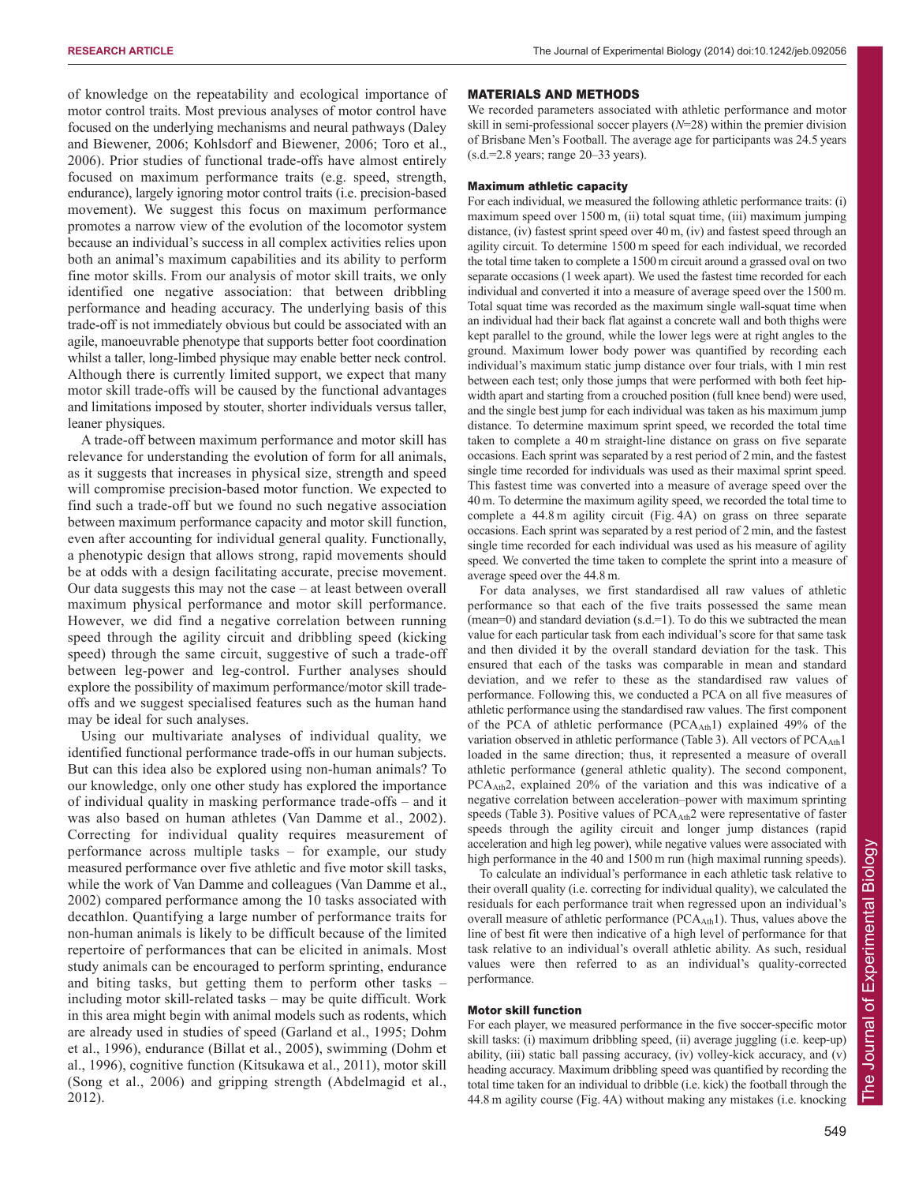of knowledge on the repeatability and ecological importance of motor control traits. Most previous analyses of motor control have focused on the underlying mechanisms and neural pathways (Daley and Biewener, 2006; Kohlsdorf and Biewener, 2006; Toro et al., 2006). Prior studies of functional trade-offs have almost entirely focused on maximum performance traits (e.g. speed, strength, endurance), largely ignoring motor control traits (i.e. precision-based movement). We suggest this focus on maximum performance promotes a narrow view of the evolution of the locomotor system because an individual's success in all complex activities relies upon both an animal's maximum capabilities and its ability to perform fine motor skills. From our analysis of motor skill traits, we only identified one negative association: that between dribbling performance and heading accuracy. The underlying basis of this trade-off is not immediately obvious but could be associated with an agile, manoeuvrable phenotype that supports better foot coordination whilst a taller, long-limbed physique may enable better neck control. Although there is currently limited support, we expect that many motor skill trade-offs will be caused by the functional advantages and limitations imposed by stouter, shorter individuals versus taller, leaner physiques.

A trade-off between maximum performance and motor skill has relevance for understanding the evolution of form for all animals, as it suggests that increases in physical size, strength and speed will compromise precision-based motor function. We expected to find such a trade-off but we found no such negative association between maximum performance capacity and motor skill function, even after accounting for individual general quality. Functionally, a phenotypic design that allows strong, rapid movements should be at odds with a design facilitating accurate, precise movement. Our data suggests this may not be the case – at least between overall maximum physical performance and motor skill performance. However, we did find a negative correlation between running speed through the agility circuit and dribbling speed (kicking speed) through the same circuit, suggestive of such a trade-off between leg-power and leg-control. Further analyses should explore the possibility of maximum performance/motor skill trade-offs and we suggest specialised features such as the human hand may be ideal for such analyses.

Using our multivariate analyses of individual quality, we identified functional performance trade-offs in our human subjects. But can this idea also be explored using non-human animals? To our knowledge, only one other study has explored the importance of individual quality in masking performance trade-offs – and it was also based on human athletes (Van Damme et al., 2002). Correcting for individual quality requires measurement of performance across multiple tasks – for example, our study measured performance over five athletic and five motor skill tasks, while the work of Van Damme and colleagues (Van Damme et al., 2002) compared performance among the 10 tasks associated with decathlon. Quantifying a large number of performance traits for non-human animals is likely to be difficult because of the limited repertoire of performances that can be elicited in animals. Most study animals can be encouraged to perform sprinting, endurance and biting tasks, but getting them to perform other tasks – including motor skill-related tasks – may be quite difficult. Work in this area might begin with animal models such as rodents, which are already used in studies of speed (Garland et al., 1995; Dohm et al., 1996), endurance (Billat et al., 2005), swimming (Dohm et al., 1996), cognitive function (Kitsukawa et al., 2011), motor skill (Song et al., 2006) and gripping strength (Abdelmagid et al., 2012).

## MATERIALS AND METHODS

We recorded parameters associated with athletic performance and motor skill in semi-professional soccer players ($N$=28) within the premier division of Brisbane Men's Football. The average age for participants was 24.5 years (s.d.=2.8 years; range 20–33 years).

### Maximum athletic capacity

For each individual, we measured the following athletic performance traits: (i) maximum speed over 1500 m, (ii) total squat time, (iii) maximum jumping distance, (iv) fastest sprint speed over 40 m, (iv) and fastest speed through an agility circuit. To determine 1500 m speed for each individual, we recorded the total time taken to complete a 1500 m circuit around a grassed oval on two separate occasions (1 week apart). We used the fastest time recorded for each individual and converted it into a measure of average speed over the 1500 m. Total squat time was recorded as the maximum single wall-squat time when an individual had their back flat against a concrete wall and both thighs were kept parallel to the ground, while the lower legs were at right angles to the ground. Maximum lower body power was quantified by recording each individual's maximum static jump distance over four trials, with 1 min rest between each test; only those jumps that were performed with both feet hip-width apart and starting from a crouched position (full knee bend) were used, and the single best jump for each individual was taken as his maximum jump distance. To determine maximum sprint speed, we recorded the total time taken to complete a 40 m straight-line distance on grass on five separate occasions. Each sprint was separated by a rest period of 2 min, and the fastest single time recorded for individuals was used as their maximal sprint speed. This fastest time was converted into a measure of average speed over the 40 m. To determine the maximum agility speed, we recorded the total time to complete a 44.8 m agility circuit (Fig. 4A) on grass on three separate occasions. Each sprint was separated by a rest period of 2 min, and the fastest single time recorded for each individual was used as his measure of agility speed. We converted the time taken to complete the sprint into a measure of average speed over the 44.8 m.

For data analyses, we first standardised all raw values of athletic performance so that each of the five traits possessed the same mean (mean=0) and standard deviation (s.d.=1). To do this we subtracted the mean value for each particular task from each individual's score for that same task and then divided it by the overall standard deviation for the task. This ensured that each of the tasks was comparable in mean and standard deviation, and we refer to these as the standardised raw values of performance. Following this, we conducted a PCA on all five measures of athletic performance using the standardised raw values. The first component of the PCA of athletic performance ($PCA_{Ath}1$) explained 49% of the variation observed in athletic performance (Table 3). All vectors of $PCA_{Ath}1$ loaded in the same direction; thus, it represented a measure of overall athletic performance (general athletic quality). The second component, $PCA_{Ath}2$, explained 20% of the variation and this was indicative of a negative correlation between acceleration–power with maximum sprinting speeds (Table 3). Positive values of $PCA_{Ath}2$ were representative of faster speeds through the agility circuit and longer jump distances (rapid acceleration and high leg power), while negative values were associated with high performance in the 40 and 1500 m run (high maximal running speeds).

To calculate an individual's performance in each athletic task relative to their overall quality (i.e. correcting for individual quality), we calculated the residuals for each performance trait when regressed upon an individual's overall measure of athletic performance ($PCA_{Ath}1$). Thus, values above the line of best fit were then indicative of a high level of performance for that task relative to an individual's overall athletic ability. As such, residual values were then referred to as an individual's quality-corrected performance.

### Motor skill function

For each player, we measured performance in the five soccer-specific motor skill tasks: (i) maximum dribbling speed, (ii) average juggling (i.e. keep-up) ability, (iii) static ball passing accuracy, (iv) volley-kick accuracy, and (v) heading accuracy. Maximum dribbling speed was quantified by recording the total time taken for an individual to dribble (i.e. kick) the football through the 44.8 m agility course (Fig. 4A) without making any mistakes (i.e. knocking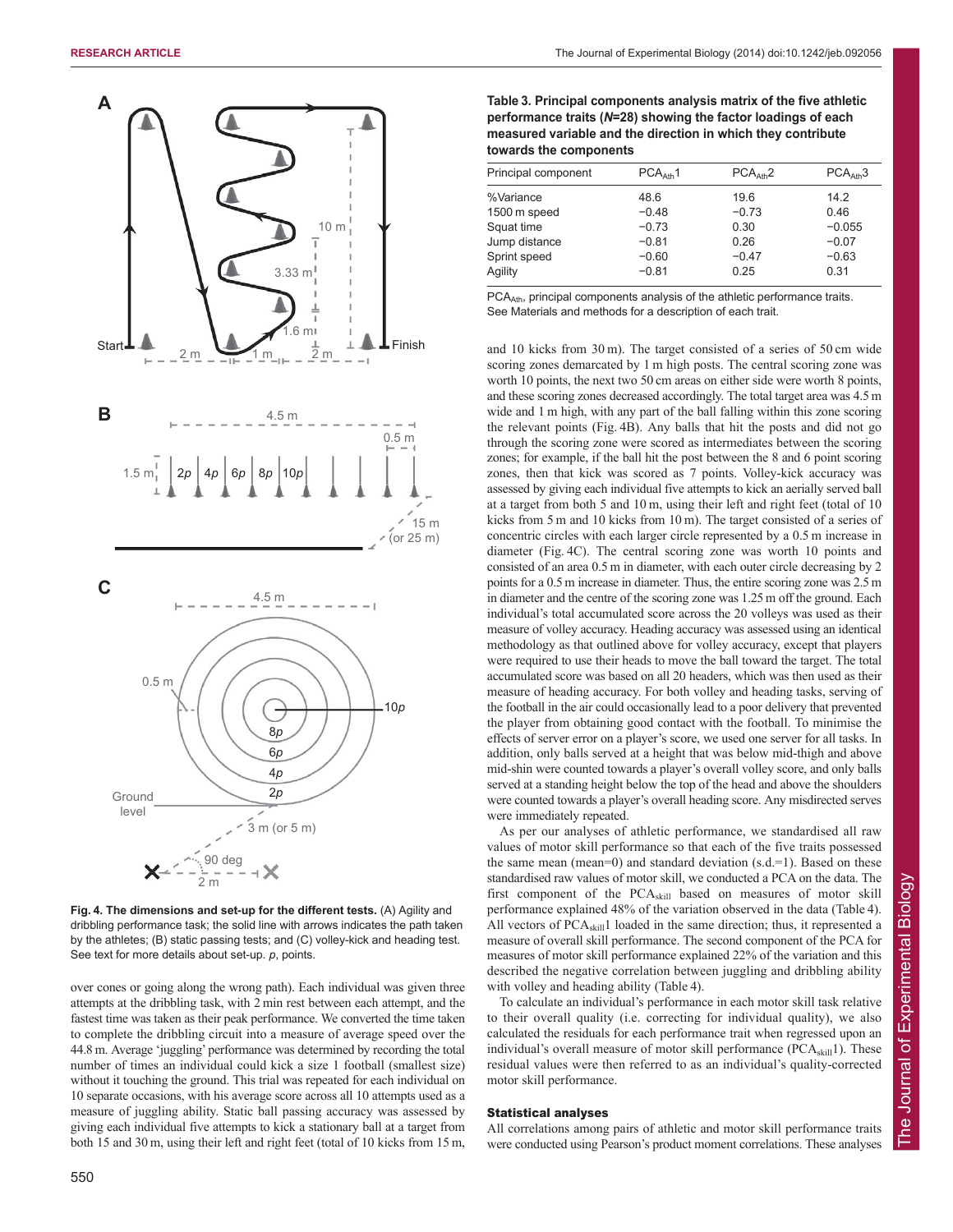Fig. 4. The dimensions and set-up for the different tests. (A) Agility and dribbling performance task; the solid line with arrows indicates the path taken by the athletes; (B) static passing tests; and (C) volley-kick and heading test. See text for more details about set-up. *p*, points.

over cones or going along the wrong path). Each individual was given three attempts at the dribbling task, with 2 min rest between each attempt, and the fastest time was taken as their peak performance. We converted the time taken to complete the dribbling circuit into a measure of average speed over the 44.8 m. Average 'juggling' performance was determined by recording the total number of times an individual could kick a size 1 football (smallest size) without it touching the ground. This trial was repeated for each individual on 10 separate occasions, with his average score across all 10 attempts used as a measure of juggling ability. Static ball passing accuracy was assessed by giving each individual five attempts to kick a stationary ball at a target from both 15 and 30 m, using their left and right feet (total of 10 kicks from 15 m, and 10 kicks from 30 m). The target consisted of a series of 50 cm wide scoring zones demarcated by 1 m high posts. The central scoring zone was worth 10 points, the next two 50 cm areas on either side were worth 8 points, and these scoring zones decreased accordingly. The total target area was 4.5 m wide and 1 m high, with any part of the ball falling within this zone scoring the relevant points (Fig. 4B). Any balls that hit the posts and did not go through the scoring zone were scored as intermediates between the scoring zones; for example, if the ball hit the post between the 8 and 6 point scoring zones, then that kick was scored as 7 points. Volley-kick accuracy was assessed by giving each individual five attempts to kick an aerially served ball at a target from both 5 and 10 m, using their left and right feet (total of 10 kicks from 5 m and 10 kicks from 10 m). The target consisted of a series of concentric circles with each larger circle represented by a 0.5 m increase in diameter (Fig. 4C). The central scoring zone was worth 10 points and consisted of an area 0.5 m in diameter, with each outer circle decreasing by 2 points for a 0.5 m increase in diameter. Thus, the entire scoring zone was 2.5 m in diameter and the centre of the scoring zone was 1.25 m off the ground. Each individual's total accumulated score across the 20 volleys was used as their measure of volley accuracy. Heading accuracy was assessed using an identical methodology as that outlined above for volley accuracy, except that players were required to use their heads to move the ball toward the target. The total accumulated score was based on all 20 headers, which was then used as their measure of heading accuracy. For both volley and heading tasks, serving of the football in the air could occasionally lead to a poor delivery that prevented the player from obtaining good contact with the football. To minimise the effects of server error on a player's score, we used one server for all tasks. In addition, only balls served at a height that was below mid-thigh and above mid-shin were counted towards a player's overall volley score, and only balls served at a standing height below the top of the head and above the shoulders were counted towards a player's overall heading score. Any misdirected serves were immediately repeated.

**Table 3. Principal components analysis matrix of the five athletic performance traits (*N*=28) showing the factor loadings of each measured variable and the direction in which they contribute towards the components**

| Principal component | $PCA_{Ath}1$ | $PCA_{Ath}2$ | $PCA_{Ath}3$ |
|---|---|---|---|
| %Variance | 48.6 | 19.6 | 14.2 |
| 1500 m speed | −0.48 | −0.73 | 0.46 |
| Squat time | −0.73 | 0.30 | −0.055 |
| Jump distance | −0.81 | 0.26 | −0.07 |
| Sprint speed | −0.60 | −0.47 | −0.63 |
| Agility | −0.81 | 0.25 | 0.31 |

$PCA_{Ath}$, principal components analysis of the athletic performance traits. See Materials and methods for a description of each trait.

As per our analyses of athletic performance, we standardised all raw values of motor skill performance so that each of the five traits possessed the same mean (mean=0) and standard deviation (s.d.=1). Based on these standardised raw values of motor skill, we conducted a PCA on the data. The first component of the $PCA_{skill}$ based on measures of motor skill performance explained 48% of the variation observed in the data (Table 4). All vectors of $PCA_{skill}1$ loaded in the same direction; thus, it represented a measure of overall skill performance. The second component of the PCA for measures of motor skill performance explained 22% of the variation and this described the negative correlation between juggling and dribbling ability with volley and heading ability (Table 4).

To calculate an individual's performance in each motor skill task relative to their overall quality (i.e. correcting for individual quality), we also calculated the residuals for each performance trait when regressed upon an individual's overall measure of motor skill performance ($PCA_{skill}1$). These residual values were then referred to as an individual's quality-corrected motor skill performance.

### Statistical analyses

All correlations among pairs of athletic and motor skill performance traits were conducted using Pearson's product moment correlations. These analyses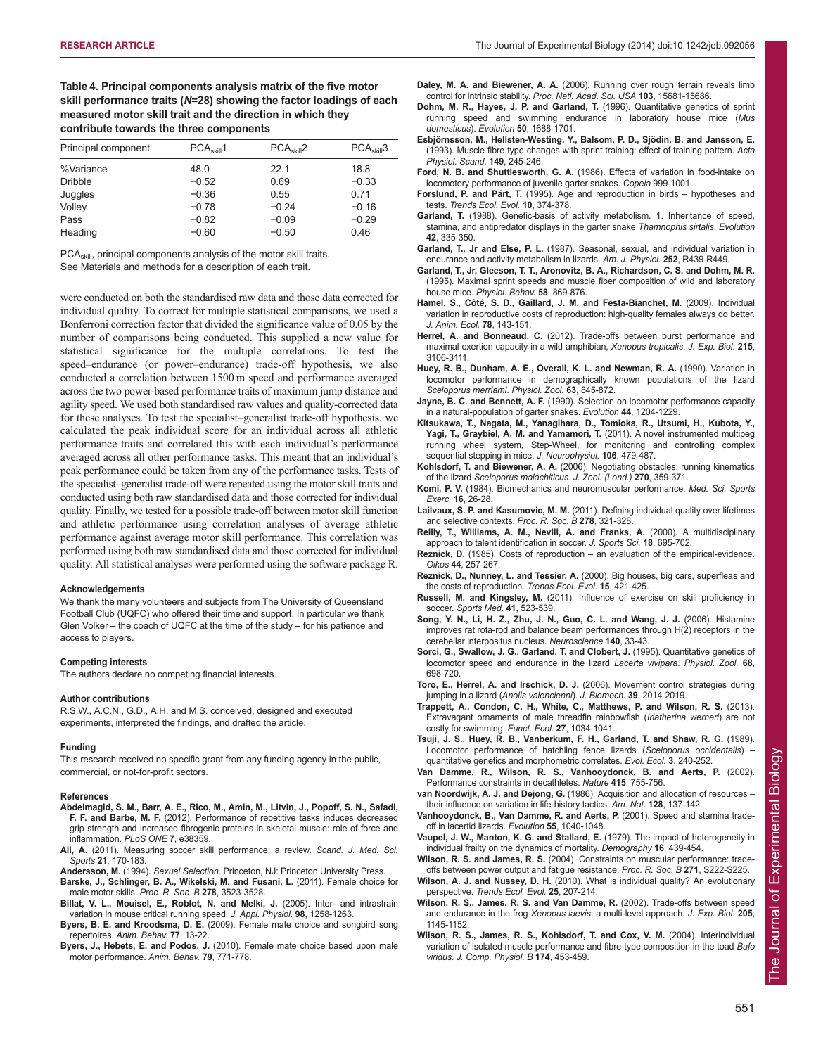**Table 4. Principal components analysis matrix of the five motor skill performance traits (*N*=28) showing the factor loadings of each measured motor skill trait and the direction in which they contribute towards the three components**

| Principal component | $PCA_{skill}1$ | $PCA_{skill}2$ | $PCA_{skill}3$ |
|---|---|---|---|
| %Variance | 48.0 | 22.1 | 18.8 |
| Dribble | −0.52 | 0.69 | −0.33 |
| Juggles | −0.36 | 0.55 | 0.71 |
| Volley | −0.78 | −0.24 | −0.16 |
| Pass | −0.82 | −0.09 | −0.29 |
| Heading | −0.60 | −0.50 | 0.46 |

$PCA_{skill}$, principal components analysis of the motor skill traits.
See Materials and methods for a description of each trait.

were conducted on both the standardised raw data and those data corrected for individual quality. To correct for multiple statistical comparisons, we used a Bonferroni correction factor that divided the significance value of 0.05 by the number of comparisons being conducted. This supplied a new value for statistical significance for the multiple correlations. To test the speed–endurance (or power–endurance) trade-off hypothesis, we also conducted a correlation between 1500 m speed and performance averaged across the two power-based performance traits of maximum jump distance and agility speed. We used both standardised raw values and quality-corrected data for these analyses. To test the specialist–generalist trade-off hypothesis, we calculated the peak individual score for an individual across all athletic performance traits and correlated this with each individual's performance averaged across all other performance tasks. This meant that an individual's peak performance could be taken from any of the performance tasks. Tests of the specialist–generalist trade-off were repeated using the motor skill traits and conducted using both raw standardised data and those corrected for individual quality. Finally, we tested for a possible trade-off between motor skill function and athletic performance using correlation analyses of average athletic performance against average motor skill performance. This correlation was performed using both raw standardised data and those corrected for individual quality. All statistical analyses were performed using the software package R.

#### Acknowledgements

We thank the many volunteers and subjects from The University of Queensland Football Club (UQFC) who offered their time and support. In particular we thank Glen Volker – the coach of UQFC at the time of the study – for his patience and access to players.

#### Competing interests

The authors declare no competing financial interests.

#### Author contributions

R.S.W., A.C.N., G.D., A.H. and M.S. conceived, designed and executed experiments, interpreted the findings, and drafted the article.

#### Funding

This research received no specific grant from any funding agency in the public, commercial, or not-for-profit sectors.

#### References

**Abdelmagid, S. M., Barr, A. E., Rico, M., Amin, M., Litvin, J., Popoff, S. N., Safadi, F. F. and Barbe, M. F.** (2012). Performance of repetitive tasks induces decreased grip strength and increased fibrogenic proteins in skeletal muscle: role of force and inflammation. *PLoS ONE* **7**, e38359.

**Ali, A.** (2011). Measuring soccer skill performance: a review. *Scand. J. Med. Sci. Sports* **21**, 170-183.

**Andersson, M.** (1994). *Sexual Selection*. Princeton, NJ: Princeton University Press.

**Barske, J., Schlinger, B. A., Wikelski, M. and Fusani, L.** (2011). Female choice for male motor skills. *Proc. R. Soc. B* **278**, 3523-3528.

**Billat, V. L., Mouisel, E., Roblot, N. and Melki, J.** (2005). Inter- and intrastrain variation in mouse critical running speed. *J. Appl. Physiol.* **98**, 1258-1263.

**Byers, B. E. and Kroodsma, D. E.** (2009). Female mate choice and songbird song repertoires. *Anim. Behav.* **77**, 13-22.

**Byers, J., Hebets, E. and Podos, J.** (2010). Female mate choice based upon male motor performance. *Anim. Behav.* **79**, 771-778.

**Daley, M. A. and Biewener, A. A.** (2006). Running over rough terrain reveals limb control for intrinsic stability. *Proc. Natl. Acad. Sci. USA* **103**, 15681-15686.

**Dohm, M. R., Hayes, J. P. and Garland, T.** (1996). Quantitative genetics of sprint running speed and swimming endurance in laboratory house mice (*Mus domesticus*). *Evolution* **50**, 1688-1701.

**Esbjörnsson, M., Hellsten-Westing, Y., Balsom, P. D., Sjödin, B. and Jansson, E.** (1993). Muscle fibre type changes with sprint training: effect of training pattern. *Acta Physiol. Scand.* **149**, 245-246.

**Ford, N. B. and Shuttlesworth, G. A.** (1986). Effects of variation in food-intake on locomotory performance of juvenile garter snakes. *Copeia* 999-1001.

**Forslund, P. and Pärt, T.** (1995). Age and reproduction in birds – hypotheses and tests. *Trends Ecol. Evol.* **10**, 374-378.

**Garland, T.** (1988). Genetic-basis of activity metabolism. 1. Inheritance of speed, stamina, and antipredator displays in the garter snake *Thamnophis sirtalis*. *Evolution* **42**, 335-350.

**Garland, T., Jr and Else, P. L.** (1987). Seasonal, sexual, and individual variation in endurance and activity metabolism in lizards. *Am. J. Physiol.* **252**, R439-R449.

**Garland, T., Jr, Gleeson, T. T., Aronovitz, B. A., Richardson, C. S. and Dohm, M. R.** (1995). Maximal sprint speeds and muscle fiber composition of wild and laboratory house mice. *Physiol. Behav.* **58**, 869-876.

**Hamel, S., Côté, S. D., Gaillard, J. M. and Festa-Bianchet, M.** (2009). Individual variation in reproductive costs of reproduction: high-quality females always do better. *J. Anim. Ecol.* **78**, 143-151.

**Herrel, A. and Bonneaud, C.** (2012). Trade-offs between burst performance and maximal exertion capacity in a wild amphibian, *Xenopus tropicalis*. *J. Exp. Biol.* **215**, 3106-3111.

**Huey, R. B., Dunham, A. E., Overall, K. L. and Newman, R. A.** (1990). Variation in locomotor performance in demographically known populations of the lizard *Sceloporus merriami*. *Physiol. Zool.* **63**, 845-872.

**Jayne, B. C. and Bennett, A. F.** (1990). Selection on locomotor performance capacity in a natural-population of garter snakes. *Evolution* **44**, 1204-1229.

**Kitsukawa, T., Nagata, M., Yanagihara, D., Tomioka, R., Utsumi, H., Kubota, Y., Yagi, T., Graybiel, A. M. and Yamamori, T.** (2011). A novel instrumented multipeg running wheel system, Step-Wheel, for monitoring and controlling complex sequential stepping in mice. *J. Neurophysiol.* **106**, 479-487.

**Kohlsdorf, T. and Biewener, A. A.** (2006). Negotiating obstacles: running kinematics of the lizard *Sceloporus malachiticus*. *J. Zool. (Lond.)* **270**, 359-371.

**Komi, P. V.** (1984). Biomechanics and neuromuscular performance. *Med. Sci. Sports Exerc.* **16**, 26-28.

**Lailvaux, S. P. and Kasumovic, M. M.** (2011). Defining individual quality over lifetimes and selective contexts. *Proc. R. Soc. B* **278**, 321-328.

**Reilly, T., Williams, A. M., Nevill, A. and Franks, A.** (2000). A multidisciplinary approach to talent identification in soccer. *J. Sports Sci.* **18**, 695-702.

**Reznick, D.** (1985). Costs of reproduction – an evaluation of the empirical-evidence. *Oikos* **44**, 257-267.

**Reznick, D., Nunney, L. and Tessier, A.** (2000). Big houses, big cars, superfleas and the costs of reproduction. *Trends Ecol. Evol.* **15**, 421-425.

**Russell, M. and Kingsley, M.** (2011). Influence of exercise on skill proficiency in soccer. *Sports Med.* **41**, 523-539.

**Song, Y. N., Li, H. Z., Zhu, J. N., Guo, C. L. and Wang, J. J.** (2006). Histamine improves rat rota-rod and balance beam performances through H(2) receptors in the cerebellar interpositus nucleus. *Neuroscience* **140**, 33-43.

**Sorci, G., Swallow, J. G., Garland, T. and Clobert, J.** (1995). Quantitative genetics of locomotor speed and endurance in the lizard *Lacerta vivipara*. *Physiol. Zool.* **68**, 698-720.

**Toro, E., Herrel, A. and Irschick, D. J.** (2006). Movement control strategies during jumping in a lizard (*Anolis valencienni*). *J. Biomech.* **39**, 2014-2019.

**Trappett, A., Condon, C. H., White, C., Matthews, P. and Wilson, R. S.** (2013). Extravagant ornaments of male threadfin rainbowfish (*Iriatherina werneri*) are not costly for swimming. *Funct. Ecol.* **27**, 1034-1041.

**Tsuji, J. S., Huey, R. B., Vanberkum, F. H., Garland, T. and Shaw, R. G.** (1989). Locomotor performance of hatchling fence lizards (*Sceloporus occidentalis*) – quantitative genetics and morphometric correlates. *Evol. Ecol.* **3**, 240-252.

**Van Damme, R., Wilson, R. S., Vanhooydonck, B. and Aerts, P.** (2002). Performance constraints in decathletes. *Nature* **415**, 755-756.

**van Noordwijk, A. J. and Dejong, G.** (1986). Acquisition and allocation of resources – their influence on variation in life-history tactics. *Am. Nat.* **128**, 137-142.

**Vanhooydonck, B., Van Damme, R. and Aerts, P.** (2001). Speed and stamina trade-off in lacertid lizards. *Evolution* **55**, 1040-1048.

**Vaupel, J. W., Manton, K. G. and Stallard, E.** (1979). The impact of heterogeneity in individual frailty on the dynamics of mortality. *Demography* **16**, 439-454.

**Wilson, R. S. and James, R. S.** (2004). Constraints on muscular performance: trade-offs between power output and fatigue resistance. *Proc. R. Soc. B* **271**, S222-S225.

**Wilson, A. J. and Nussey, D. H.** (2010). What is individual quality? An evolutionary perspective. *Trends Ecol. Evol.* **25**, 207-214.

**Wilson, R. S., James, R. S. and Van Damme, R.** (2002). Trade-offs between speed and endurance in the frog *Xenopus laevis*: a multi-level approach. *J. Exp. Biol.* **205**, 1145-1152.

**Wilson, R. S., James, R. S., Kohlsdorf, T. and Cox, V. M.** (2004). Interindividual variation of isolated muscle performance and fibre-type composition in the toad *Bufo viridus*. *J. Comp. Physiol. B* **174**, 453-459.